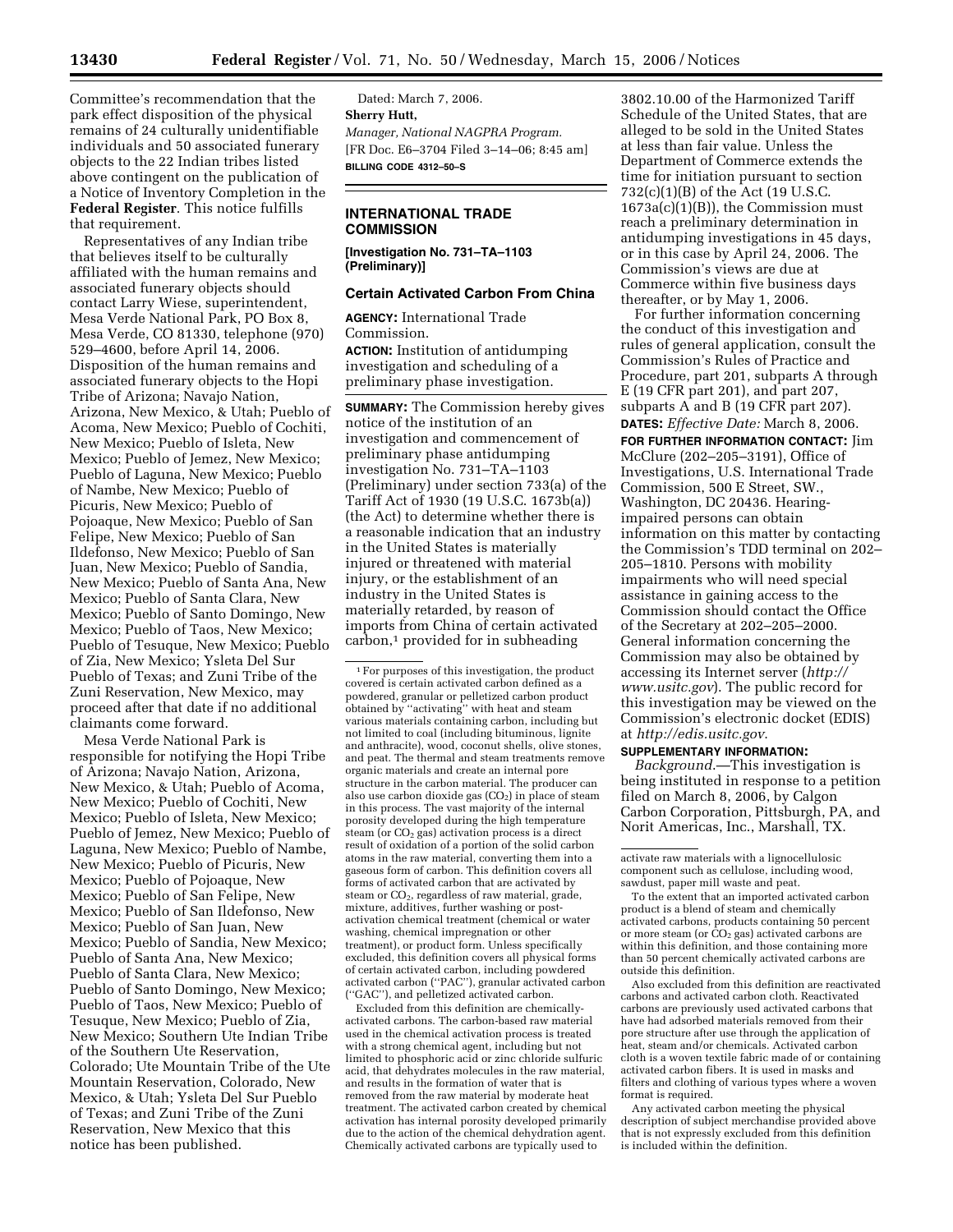Committee's recommendation that the park effect disposition of the physical remains of 24 culturally unidentifiable individuals and 50 associated funerary objects to the 22 Indian tribes listed above contingent on the publication of a Notice of Inventory Completion in the **Federal Register**. This notice fulfills that requirement.

Representatives of any Indian tribe that believes itself to be culturally affiliated with the human remains and associated funerary objects should contact Larry Wiese, superintendent, Mesa Verde National Park, PO Box 8, Mesa Verde, CO 81330, telephone (970) 529–4600, before April 14, 2006. Disposition of the human remains and associated funerary objects to the Hopi Tribe of Arizona; Navajo Nation, Arizona, New Mexico, & Utah; Pueblo of Acoma, New Mexico; Pueblo of Cochiti, New Mexico; Pueblo of Isleta, New Mexico; Pueblo of Jemez, New Mexico; Pueblo of Laguna, New Mexico; Pueblo of Nambe, New Mexico; Pueblo of Picuris, New Mexico; Pueblo of Pojoaque, New Mexico; Pueblo of San Felipe, New Mexico; Pueblo of San Ildefonso, New Mexico; Pueblo of San Juan, New Mexico; Pueblo of Sandia, New Mexico; Pueblo of Santa Ana, New Mexico; Pueblo of Santa Clara, New Mexico; Pueblo of Santo Domingo, New Mexico; Pueblo of Taos, New Mexico; Pueblo of Tesuque, New Mexico; Pueblo of Zia, New Mexico; Ysleta Del Sur Pueblo of Texas; and Zuni Tribe of the Zuni Reservation, New Mexico, may proceed after that date if no additional claimants come forward.

Mesa Verde National Park is responsible for notifying the Hopi Tribe of Arizona; Navajo Nation, Arizona, New Mexico, & Utah; Pueblo of Acoma, New Mexico; Pueblo of Cochiti, New Mexico; Pueblo of Isleta, New Mexico; Pueblo of Jemez, New Mexico; Pueblo of Laguna, New Mexico; Pueblo of Nambe, New Mexico; Pueblo of Picuris, New Mexico; Pueblo of Pojoaque, New Mexico; Pueblo of San Felipe, New Mexico; Pueblo of San Ildefonso, New Mexico; Pueblo of San Juan, New Mexico; Pueblo of Sandia, New Mexico; Pueblo of Santa Ana, New Mexico; Pueblo of Santa Clara, New Mexico; Pueblo of Santo Domingo, New Mexico; Pueblo of Taos, New Mexico; Pueblo of Tesuque, New Mexico; Pueblo of Zia, New Mexico; Southern Ute Indian Tribe of the Southern Ute Reservation, Colorado; Ute Mountain Tribe of the Ute Mountain Reservation, Colorado, New Mexico, & Utah; Ysleta Del Sur Pueblo of Texas; and Zuni Tribe of the Zuni Reservation, New Mexico that this notice has been published.

Dated: March 7, 2006.

**Sherry Hutt,**

*Manager, National NAGPRA Program.*

[FR Doc. E6–3704 Filed 3–14–06; 8:45 am]

**BILLING CODE 4312–50–S**

## INTERNATIONAL TRADE COMMISSION

**[Investigation No. 731–TA–1103 (Preliminary)]**

### Certain Activated Carbon From China

**AGENCY:** International Trade Commission.

**ACTION:** Institution of antidumping investigation and scheduling of a preliminary phase investigation.

**SUMMARY:** The Commission hereby gives notice of the institution of an investigation and commencement of preliminary phase antidumping investigation No. 731–TA–1103 (Preliminary) under section 733(a) of the Tariff Act of 1930 (19 U.S.C. 1673b(a)) (the Act) to determine whether there is a reasonable indication that an industry in the United States is materially injured or threatened with material injury, or the establishment of an industry in the United States is materially retarded, by reason of imports from China of certain activated carbon,[1] provided for in subheading 3802.10.00 of the Harmonized Tariff Schedule of the United States, that are alleged to be sold in the United States at less than fair value. Unless the Department of Commerce extends the time for initiation pursuant to section 732(c)(1)(B) of the Act (19 U.S.C. 1673a(c)(1)(B)), the Commission must reach a preliminary determination in antidumping investigations in 45 days, or in this case by April 24, 2006. The Commission's views are due at Commerce within five business days thereafter, or by May 1, 2006.

For further information concerning the conduct of this investigation and rules of general application, consult the Commission's Rules of Practice and Procedure, part 201, subparts A through E (19 CFR part 201), and part 207, subparts A and B (19 CFR part 207).

**DATES:** *Effective Date:* March 8, 2006.

**FOR FURTHER INFORMATION CONTACT:** Jim McClure (202–205–3191), Office of Investigations, U.S. International Trade Commission, 500 E Street, SW., Washington, DC 20436. Hearing-impaired persons can obtain information on this matter by contacting the Commission's TDD terminal on 202–205–1810. Persons with mobility impairments who will need special assistance in gaining access to the Commission should contact the Office of the Secretary at 202–205–2000. General information concerning the Commission may also be obtained by accessing its Internet server (*http://www.usitc.gov*). The public record for this investigation may be viewed on the Commission's electronic docket (EDIS) at *http://edis.usitc.gov*.

**SUPPLEMENTARY INFORMATION:**

*Background.*—This investigation is being instituted in response to a petition filed on March 8, 2006, by Calgon Carbon Corporation, Pittsburgh, PA, and Norit Americas, Inc., Marshall, TX.

---

[1] For purposes of this investigation, the product covered is certain activated carbon defined as a powdered, granular or pelletized carbon product obtained by "activating" with heat and steam various materials containing carbon, including but not limited to coal (including bituminous, lignite and anthracite), wood, coconut shells, olive stones, and peat. The thermal and steam treatments remove organic materials and create an internal pore structure in the carbon material. The producer can also use carbon dioxide gas ($CO_2$) in place of steam in this process. The vast majority of the internal porosity developed during the high temperature steam (or $CO_2$ gas) activation process is a direct result of oxidation of a portion of the solid carbon atoms in the raw material, converting them into a gaseous form of carbon. This definition covers all forms of activated carbon that are activated by steam or $CO_2$, regardless of raw material, grade, mixture, additives, further washing or post-activation chemical treatment (chemical or water washing, chemical impregnation or other treatment), or product form. Unless specifically excluded, this definition covers all physical forms of certain activated carbon, including powdered activated carbon ("PAC"), granular activated carbon ("GAC"), and pelletized activated carbon.

Excluded from this definition are chemically-activated carbons. The carbon-based raw material used in the chemical activation process is treated with a strong chemical agent, including but not limited to phosphoric acid or zinc chloride sulfuric acid, that dehydrates molecules in the raw material, and results in the formation of water that is removed from the raw material by moderate heat treatment. The activated carbon created by chemical activation has internal porosity developed primarily due to the action of the chemical dehydration agent. Chemically activated carbons are typically used to activate raw materials with a lignocellulosic component such as cellulose, including wood, sawdust, paper mill waste and peat.

To the extent that an imported activated carbon product is a blend of steam and chemically activated carbons, products containing 50 percent or more steam (or $CO_2$ gas) activated carbons are within this definition, and those containing more than 50 percent chemically activated carbons are outside this definition.

Also excluded from this definition are reactivated carbons and activated carbon cloth. Reactivated carbons are previously used activated carbons that have had adsorbed materials removed from their pore structure after use through the application of heat, steam and/or chemicals. Activated carbon cloth is a woven textile fabric made of or containing activated carbon fibers. It is used in masks and filters and clothing of various types where a woven format is required.

Any activated carbon meeting the physical description of subject merchandise provided above that is not expressly excluded from this definition is included within the definition.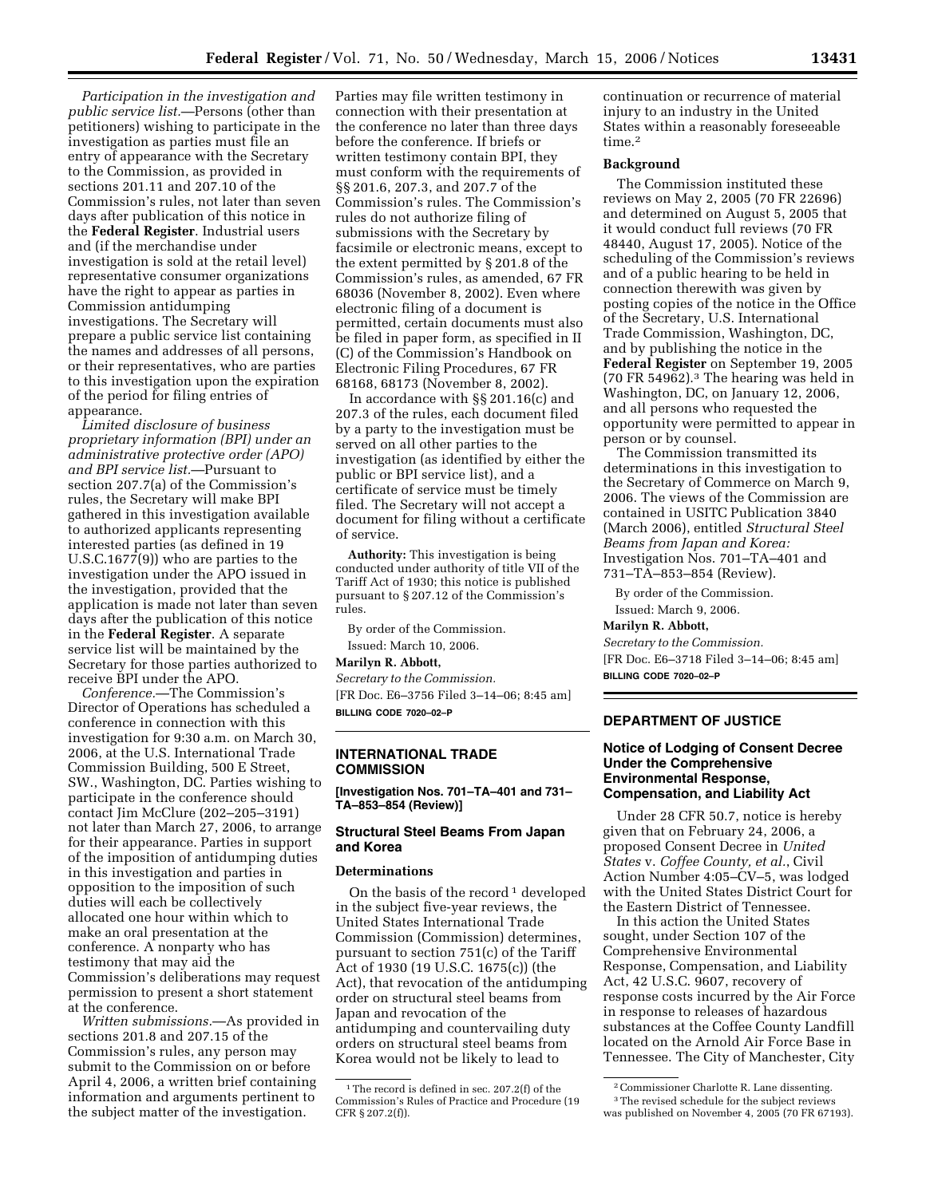*Participation in the investigation and public service list.*—Persons (other than petitioners) wishing to participate in the investigation as parties must file an entry of appearance with the Secretary to the Commission, as provided in sections 201.11 and 207.10 of the Commission's rules, not later than seven days after publication of this notice in the **Federal Register**. Industrial users and (if the merchandise under investigation is sold at the retail level) representative consumer organizations have the right to appear as parties in Commission antidumping investigations. The Secretary will prepare a public service list containing the names and addresses of all persons, or their representatives, who are parties to this investigation upon the expiration of the period for filing entries of appearance.

*Limited disclosure of business proprietary information (BPI) under an administrative protective order (APO) and BPI service list.*—Pursuant to section 207.7(a) of the Commission's rules, the Secretary will make BPI gathered in this investigation available to authorized applicants representing interested parties (as defined in 19 U.S.C.1677(9)) who are parties to the investigation under the APO issued in the investigation, provided that the application is made not later than seven days after the publication of this notice in the **Federal Register**. A separate service list will be maintained by the Secretary for those parties authorized to receive BPI under the APO.

*Conference.*—The Commission's Director of Operations has scheduled a conference in connection with this investigation for 9:30 a.m. on March 30, 2006, at the U.S. International Trade Commission Building, 500 E Street, SW., Washington, DC. Parties wishing to participate in the conference should contact Jim McClure (202–205–3191) not later than March 27, 2006, to arrange for their appearance. Parties in support of the imposition of antidumping duties in this investigation and parties in opposition to the imposition of such duties will each be collectively allocated one hour within which to make an oral presentation at the conference. A nonparty who has testimony that may aid the Commission's deliberations may request permission to present a short statement at the conference.

*Written submissions.*—As provided in sections 201.8 and 207.15 of the Commission's rules, any person may submit to the Commission on or before April 4, 2006, a written brief containing information and arguments pertinent to the subject matter of the investigation. Parties may file written testimony in connection with their presentation at the conference no later than three days before the conference. If briefs or written testimony contain BPI, they must conform with the requirements of §§ 201.6, 207.3, and 207.7 of the Commission's rules. The Commission's rules do not authorize filing of submissions with the Secretary by facsimile or electronic means, except to the extent permitted by § 201.8 of the Commission's rules, as amended, 67 FR 68036 (November 8, 2002). Even where electronic filing of a document is permitted, certain documents must also be filed in paper form, as specified in II (C) of the Commission's Handbook on Electronic Filing Procedures, 67 FR 68168, 68173 (November 8, 2002).

In accordance with §§ 201.16(c) and 207.3 of the rules, each document filed by a party to the investigation must be served on all other parties to the investigation (as identified by either the public or BPI service list), and a certificate of service must be timely filed. The Secretary will not accept a document for filing without a certificate of service.

**Authority:** This investigation is being conducted under authority of title VII of the Tariff Act of 1930; this notice is published pursuant to § 207.12 of the Commission's rules.

By order of the Commission.

Issued: March 10, 2006.

**Marilyn R. Abbott,**

*Secretary to the Commission.*

[FR Doc. E6–3756 Filed 3–14–06; 8:45 am]

**BILLING CODE 7020–02–P**

## INTERNATIONAL TRADE COMMISSION

**[Investigation Nos. 701–TA–401 and 731–TA–853–854 (Review)]**

### Structural Steel Beams From Japan and Korea

#### Determinations

On the basis of the record [1] developed in the subject five-year reviews, the United States International Trade Commission (Commission) determines, pursuant to section 751(c) of the Tariff Act of 1930 (19 U.S.C. 1675(c)) (the Act), that revocation of the antidumping order on structural steel beams from Japan and revocation of the antidumping and countervailing duty orders on structural steel beams from Korea would not be likely to lead to continuation or recurrence of material injury to an industry in the United States within a reasonably foreseeable time.[2]

[1] The record is defined in sec. 207.2(f) of the Commission's Rules of Practice and Procedure (19 CFR § 207.2(f)).

[2] Commissioner Charlotte R. Lane dissenting.

#### Background

The Commission instituted these reviews on May 2, 2005 (70 FR 22696) and determined on August 5, 2005 that it would conduct full reviews (70 FR 48440, August 17, 2005). Notice of the scheduling of the Commission's reviews and of a public hearing to be held in connection therewith was given by posting copies of the notice in the Office of the Secretary, U.S. International Trade Commission, Washington, DC, and by publishing the notice in the **Federal Register** on September 19, 2005 (70 FR 54962).[3] The hearing was held in Washington, DC, on January 12, 2006, and all persons who requested the opportunity to appear in person or by counsel.

[3] The revised schedule for the subject reviews was published on November 4, 2005 (70 FR 67193).

The Commission transmitted its determinations in this investigation to the Secretary of Commerce on March 9, 2006. The views of the Commission are contained in USITC Publication 3840 (March 2006), entitled *Structural Steel Beams from Japan and Korea:* Investigation Nos. 701–TA–401 and 731–TA–853–854 (Review).

By order of the Commission.

Issued: March 9, 2006.

**Marilyn R. Abbott,**

*Secretary to the Commission.*

[FR Doc. E6–3718 Filed 3–14–06; 8:45 am]

**BILLING CODE 7020–02–P**

## DEPARTMENT OF JUSTICE

### Notice of Lodging of Consent Decree Under the Comprehensive Environmental Response, Compensation, and Liability Act

Under 28 CFR 50.7, notice is hereby given that on February 24, 2006, a proposed Consent Decree in *United States* v. *Coffee County, et al.*, Civil Action Number 4:05–CV–5, was lodged with the United States District Court for the Eastern District of Tennessee.

In this action the United States sought, under Section 107 of the Comprehensive Environmental Response, Compensation, and Liability Act, 42 U.S.C. 9607, recovery of response costs incurred by the Air Force in response to releases of hazardous substances at the Coffee County Landfill located on the Arnold Air Force Base in Tennessee. The City of Manchester, City